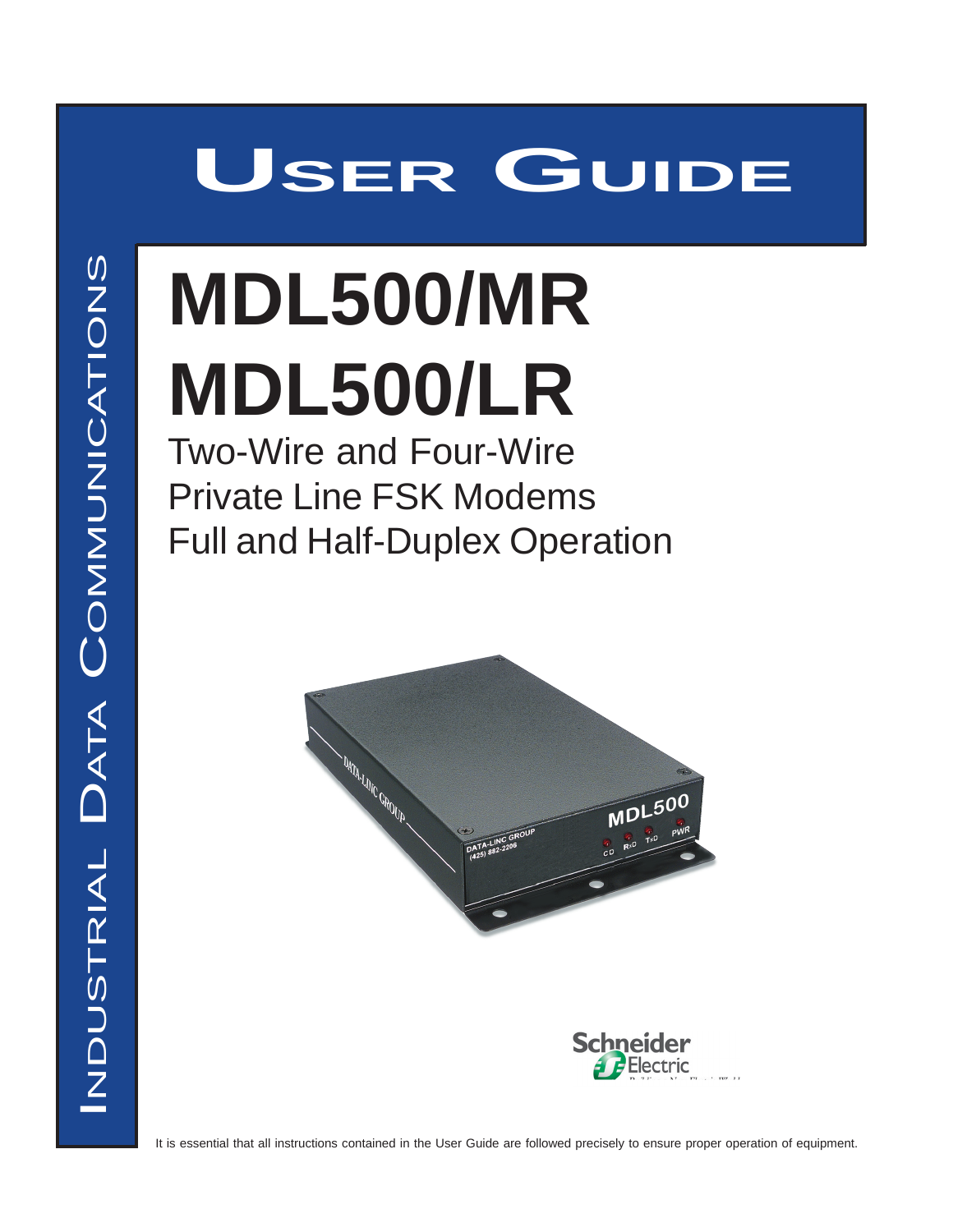# User Guide

Industrial Data Communications

# MDL500/MR
# MDL500/LR

## Two-Wire and Four-Wire Private Line FSK Modems Full and Half-Duplex Operation

It is essential that all instructions contained in the User Guide are followed precisely to ensure proper operation of equipment.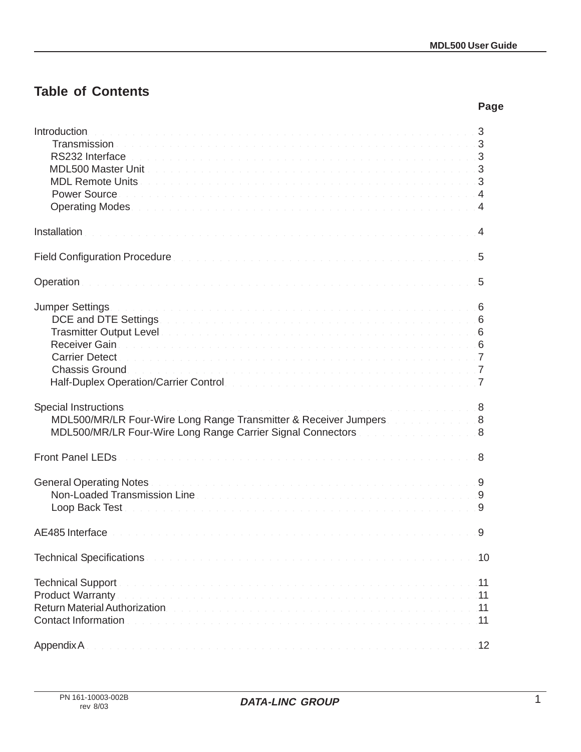# Table of Contents

| | Page |
|---|---|
| Introduction | 3 |
| Transmission | 3 |
| RS232 Interface | 3 |
| MDL500 Master Unit | 3 |
| MDL Remote Units | 3 |
| Power Source | 4 |
| Operating Modes | 4 |
| Installation | 4 |
| Field Configuration Procedure | 5 |
| Operation | 5 |
| Jumper Settings | 6 |
| DCE and DTE Settings | 6 |
| Trasmitter Output Level | 6 |
| Receiver Gain | 6 |
| Carrier Detect | 7 |
| Chassis Ground | 7 |
| Half-Duplex Operation/Carrier Control | 7 |
| Special Instructions | 8 |
| MDL500/MR/LR Four-Wire Long Range Transmitter & Receiver Jumpers | 8 |
| MDL500/MR/LR Four-Wire Long Range Carrier Signal Connectors | 8 |
| Front Panel LEDs | 8 |
| General Operating Notes | 9 |
| Non-Loaded Transmission Line | 9 |
| Loop Back Test | 9 |
| AE485 Interface | 9 |
| Technical Specifications | 10 |
| Technical Support | 11 |
| Product Warranty | 11 |
| Return Material Authorization | 11 |
| Contact Information | 11 |
| Appendix A | 12 |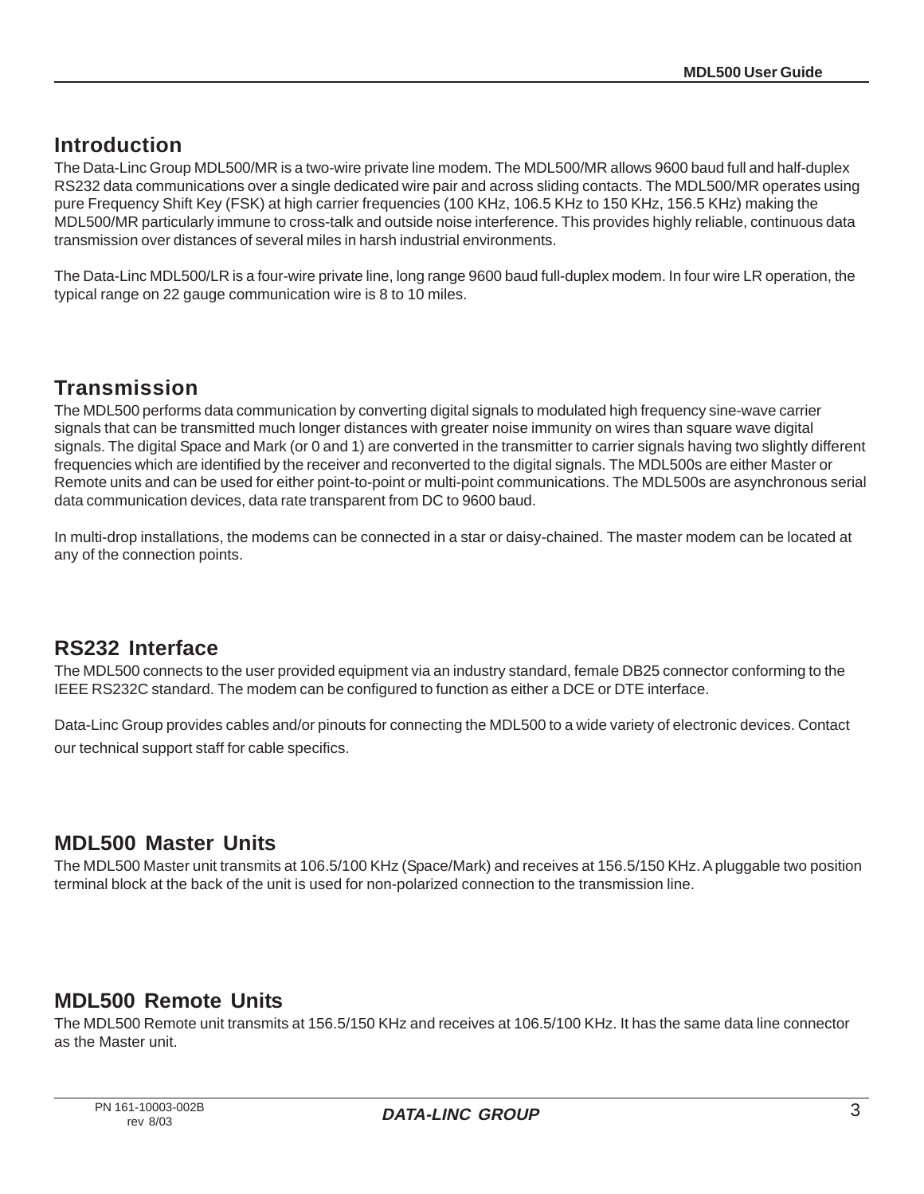## Introduction

The Data-Linc Group MDL500/MR is a two-wire private line modem. The MDL500/MR allows 9600 baud full and half-duplex RS232 data communications over a single dedicated wire pair and across sliding contacts. The MDL500/MR operates using pure Frequency Shift Key (FSK) at high carrier frequencies (100 KHz, 106.5 KHz to 150 KHz, 156.5 KHz) making the MDL500/MR particularly immune to cross-talk and outside noise interference. This provides highly reliable, continuous data transmission over distances of several miles in harsh industrial environments.

The Data-Linc MDL500/LR is a four-wire private line, long range 9600 baud full-duplex modem. In four wire LR operation, the typical range on 22 gauge communication wire is 8 to 10 miles.

## Transmission

The MDL500 performs data communication by converting digital signals to modulated high frequency sine-wave carrier signals that can be transmitted much longer distances with greater noise immunity on wires than square wave digital signals. The digital Space and Mark (or 0 and 1) are converted in the transmitter to carrier signals having two slightly different frequencies which are identified by the receiver and reconverted to the digital signals. The MDL500s are either Master or Remote units and can be used for either point-to-point or multi-point communications. The MDL500s are asynchronous serial data communication devices, data rate transparent from DC to 9600 baud.

In multi-drop installations, the modems can be connected in a star or daisy-chained. The master modem can be located at any of the connection points.

## RS232 Interface

The MDL500 connects to the user provided equipment via an industry standard, female DB25 connector conforming to the IEEE RS232C standard. The modem can be configured to function as either a DCE or DTE interface.

Data-Linc Group provides cables and/or pinouts for connecting the MDL500 to a wide variety of electronic devices. Contact our technical support staff for cable specifics.

## MDL500 Master Units

The MDL500 Master unit transmits at 106.5/100 KHz (Space/Mark) and receives at 156.5/150 KHz. A pluggable two position terminal block at the back of the unit is used for non-polarized connection to the transmission line.

## MDL500 Remote Units

The MDL500 Remote unit transmits at 156.5/150 KHz and receives at 106.5/100 KHz. It has the same data line connector as the Master unit.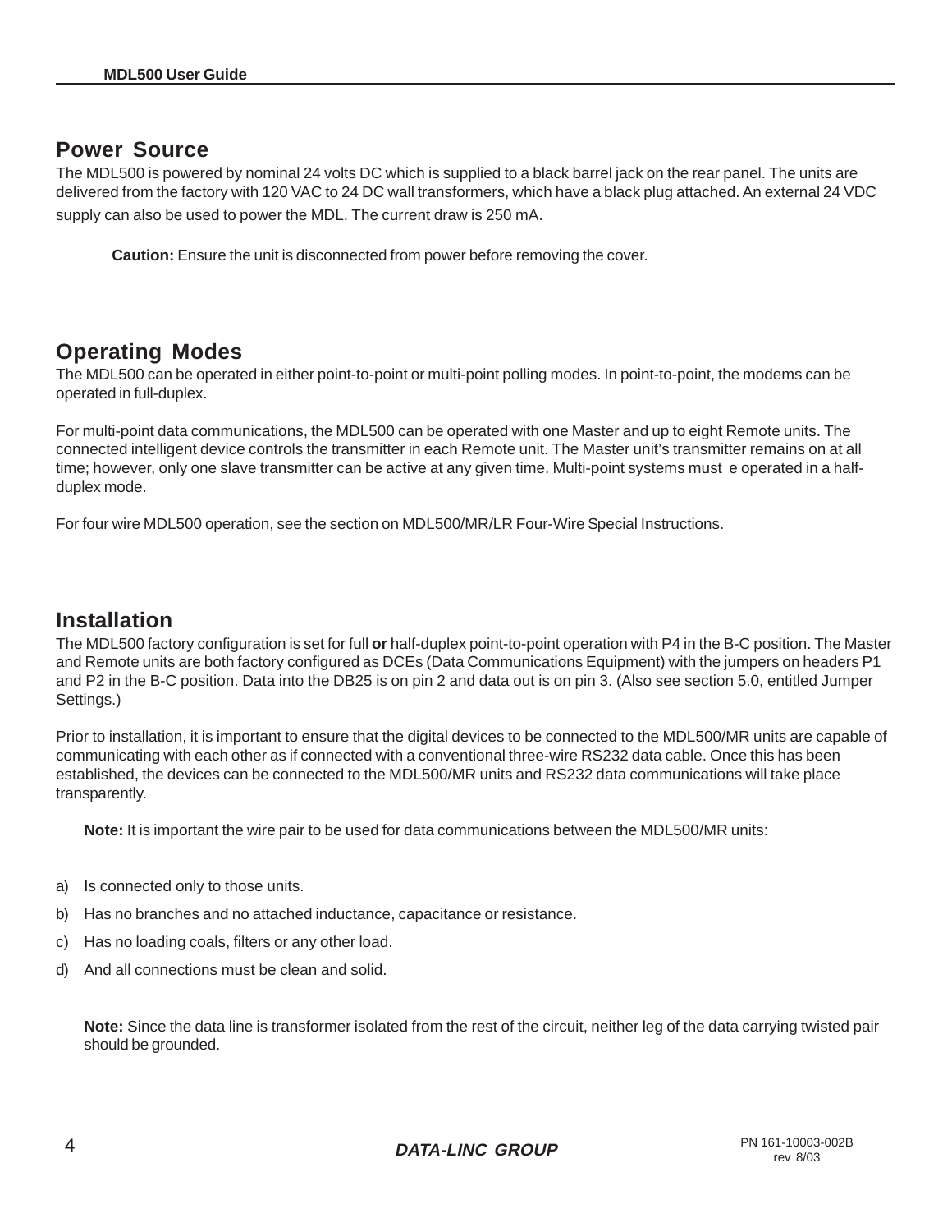## Power Source

The MDL500 is powered by nominal 24 volts DC which is supplied to a black barrel jack on the rear panel. The units are delivered from the factory with 120 VAC to 24 DC wall transformers, which have a black plug attached. An external 24 VDC supply can also be used to power the MDL. The current draw is 250 mA.

**Caution:** Ensure the unit is disconnected from power before removing the cover.

## Operating Modes

The MDL500 can be operated in either point-to-point or multi-point polling modes. In point-to-point, the modems can be operated in full-duplex.

For multi-point data communications, the MDL500 can be operated with one Master and up to eight Remote units. The connected intelligent device controls the transmitter in each Remote unit. The Master unit's transmitter remains on at all time; however, only one slave transmitter can be active at any given time. Multi-point systems must e operated in a half-duplex mode.

For four wire MDL500 operation, see the section on MDL500/MR/LR Four-Wire Special Instructions.

## Installation

The MDL500 factory configuration is set for full **or** half-duplex point-to-point operation with P4 in the B-C position. The Master and Remote units are both factory configured as DCEs (Data Communications Equipment) with the jumpers on headers P1 and P2 in the B-C position. Data into the DB25 is on pin 2 and data out is on pin 3. (Also see section 5.0, entitled Jumper Settings.)

Prior to installation, it is important to ensure that the digital devices to be connected to the MDL500/MR units are capable of communicating with each other as if connected with a conventional three-wire RS232 data cable. Once this has been established, the devices can be connected to the MDL500/MR units and RS232 data communications will take place transparently.

**Note:** It is important the wire pair to be used for data communications between the MDL500/MR units:

a) Is connected only to those units.

b) Has no branches and no attached inductance, capacitance or resistance.

c) Has no loading coals, filters or any other load.

d) And all connections must be clean and solid.

**Note:** Since the data line is transformer isolated from the rest of the circuit, neither leg of the data carrying twisted pair should be grounded.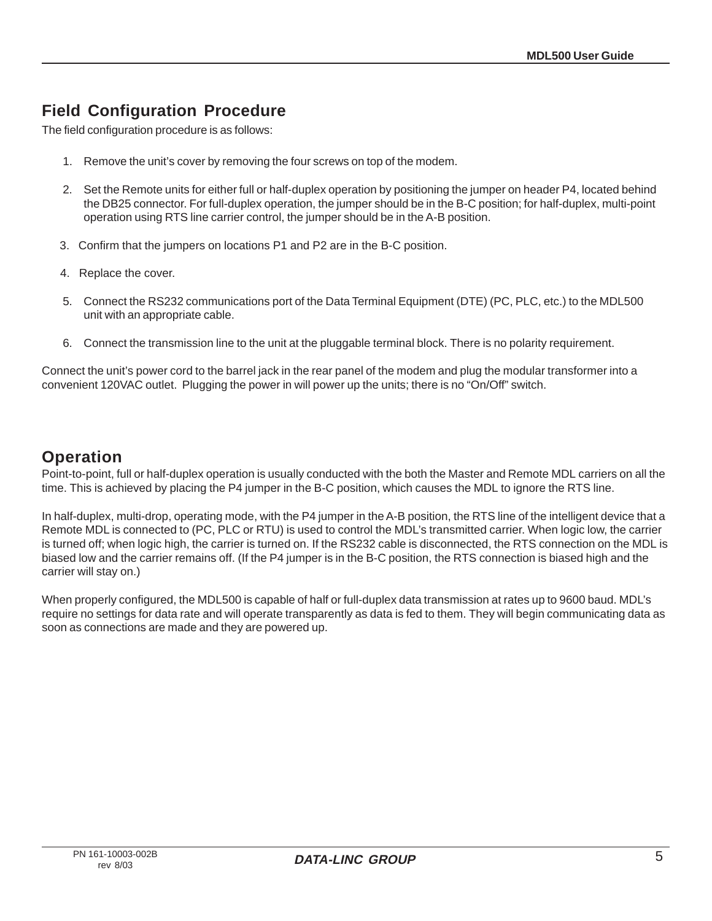## Field Configuration Procedure

The field configuration procedure is as follows:

1. Remove the unit's cover by removing the four screws on top of the modem.
2. Set the Remote units for either full or half-duplex operation by positioning the jumper on header P4, located behind the DB25 connector. For full-duplex operation, the jumper should be in the B-C position; for half-duplex, multi-point operation using RTS line carrier control, the jumper should be in the A-B position.
3. Confirm that the jumpers on locations P1 and P2 are in the B-C position.
4. Replace the cover.
5. Connect the RS232 communications port of the Data Terminal Equipment (DTE) (PC, PLC, etc.) to the MDL500 unit with an appropriate cable.
6. Connect the transmission line to the unit at the pluggable terminal block. There is no polarity requirement.

Connect the unit's power cord to the barrel jack in the rear panel of the modem and plug the modular transformer into a convenient 120VAC outlet. Plugging the power in will power up the units; there is no "On/Off" switch.

## Operation

Point-to-point, full or half-duplex operation is usually conducted with the both the Master and Remote MDL carriers on all the time. This is achieved by placing the P4 jumper in the B-C position, which causes the MDL to ignore the RTS line.

In half-duplex, multi-drop, operating mode, with the P4 jumper in the A-B position, the RTS line of the intelligent device that a Remote MDL is connected to (PC, PLC or RTU) is used to control the MDL's transmitted carrier. When logic low, the carrier is turned off; when logic high, the carrier is turned on. If the RS232 cable is disconnected, the RTS connection on the MDL is biased low and the carrier remains off. (If the P4 jumper is in the B-C position, the RTS connection is biased high and the carrier will stay on.)

When properly configured, the MDL500 is capable of half or full-duplex data transmission at rates up to 9600 baud. MDL's require no settings for data rate and will operate transparently as data is fed to them. They will begin communicating data as soon as connections are made and they are powered up.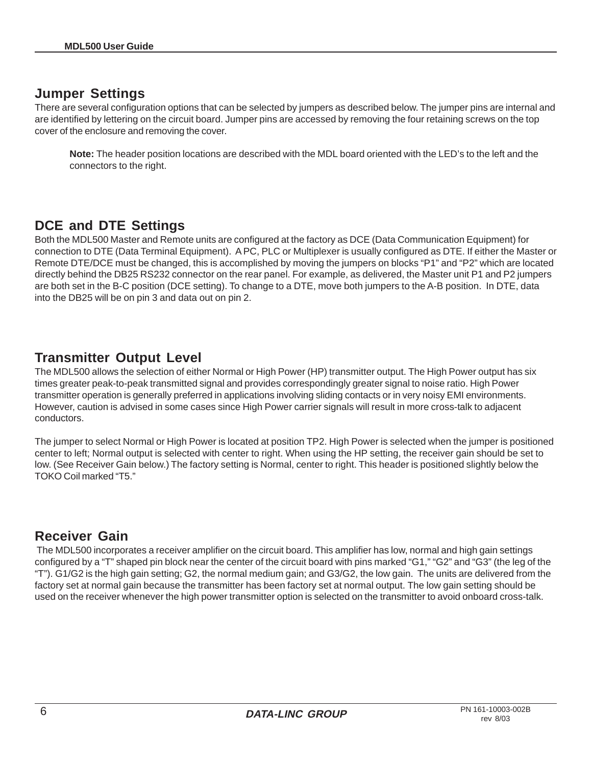## Jumper Settings

There are several configuration options that can be selected by jumpers as described below. The jumper pins are internal and are identified by lettering on the circuit board. Jumper pins are accessed by removing the four retaining screws on the top cover of the enclosure and removing the cover.

> **Note:** The header position locations are described with the MDL board oriented with the LED's to the left and the connectors to the right.

## DCE and DTE Settings

Both the MDL500 Master and Remote units are configured at the factory as DCE (Data Communication Equipment) for connection to DTE (Data Terminal Equipment). A PC, PLC or Multiplexer is usually configured as DTE. If either the Master or Remote DTE/DCE must be changed, this is accomplished by moving the jumpers on blocks "P1" and "P2" which are located directly behind the DB25 RS232 connector on the rear panel. For example, as delivered, the Master unit P1 and P2 jumpers are both set in the B-C position (DCE setting). To change to a DTE, move both jumpers to the A-B position. In DTE, data into the DB25 will be on pin 3 and data out on pin 2.

## Transmitter Output Level

The MDL500 allows the selection of either Normal or High Power (HP) transmitter output. The High Power output has six times greater peak-to-peak transmitted signal and provides correspondingly greater signal to noise ratio. High Power transmitter operation is generally preferred in applications involving sliding contacts or in very noisy EMI environments. However, caution is advised in some cases since High Power carrier signals will result in more cross-talk to adjacent conductors.

The jumper to select Normal or High Power is located at position TP2. High Power is selected when the jumper is positioned center to left; Normal output is selected with center to right. When using the HP setting, the receiver gain should be set to low. (See Receiver Gain below.) The factory setting is Normal, center to right. This header is positioned slightly below the TOKO Coil marked "T5."

## Receiver Gain

The MDL500 incorporates a receiver amplifier on the circuit board. This amplifier has low, normal and high gain settings configured by a "T" shaped pin block near the center of the circuit board with pins marked "G1," "G2" and "G3" (the leg of the "T"). G1/G2 is the high gain setting; G2, the normal medium gain; and G3/G2, the low gain. The units are delivered from the factory set at normal gain because the transmitter has been factory set at normal output. The low gain setting should be used on the receiver whenever the high power transmitter option is selected on the transmitter to avoid onboard cross-talk.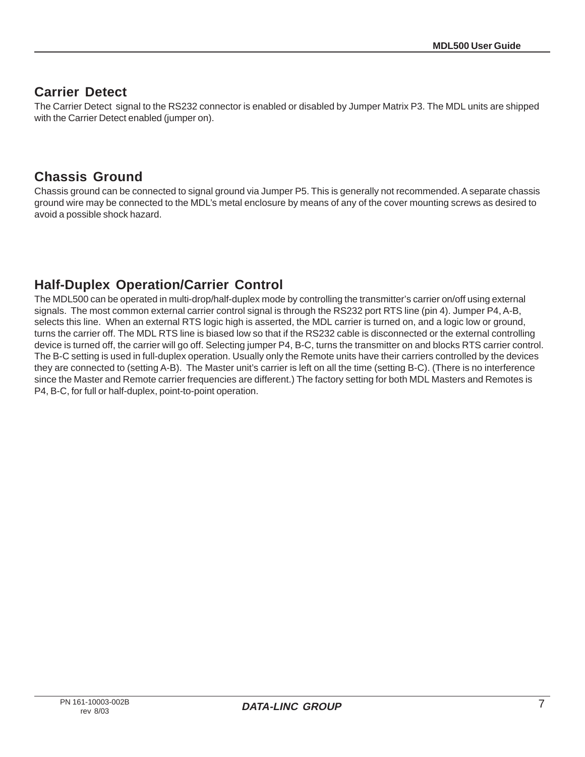## Carrier Detect

The Carrier Detect signal to the RS232 connector is enabled or disabled by Jumper Matrix P3. The MDL units are shipped with the Carrier Detect enabled (jumper on).

## Chassis Ground

Chassis ground can be connected to signal ground via Jumper P5. This is generally not recommended. A separate chassis ground wire may be connected to the MDL's metal enclosure by means of any of the cover mounting screws as desired to avoid a possible shock hazard.

## Half-Duplex Operation/Carrier Control

The MDL500 can be operated in multi-drop/half-duplex mode by controlling the transmitter's carrier on/off using external signals. The most common external carrier control signal is through the RS232 port RTS line (pin 4). Jumper P4, A-B, selects this line. When an external RTS logic high is asserted, the MDL carrier is turned on, and a logic low or ground, turns the carrier off. The MDL RTS line is biased low so that if the RS232 cable is disconnected or the external controlling device is turned off, the carrier will go off. Selecting jumper P4, B-C, turns the transmitter on and blocks RTS carrier control. The B-C setting is used in full-duplex operation. Usually only the Remote units have their carriers controlled by the devices they are connected to (setting A-B). The Master unit's carrier is left on all the time (setting B-C). (There is no interference since the Master and Remote carrier frequencies are different.) The factory setting for both MDL Masters and Remotes is P4, B-C, for full or half-duplex, point-to-point operation.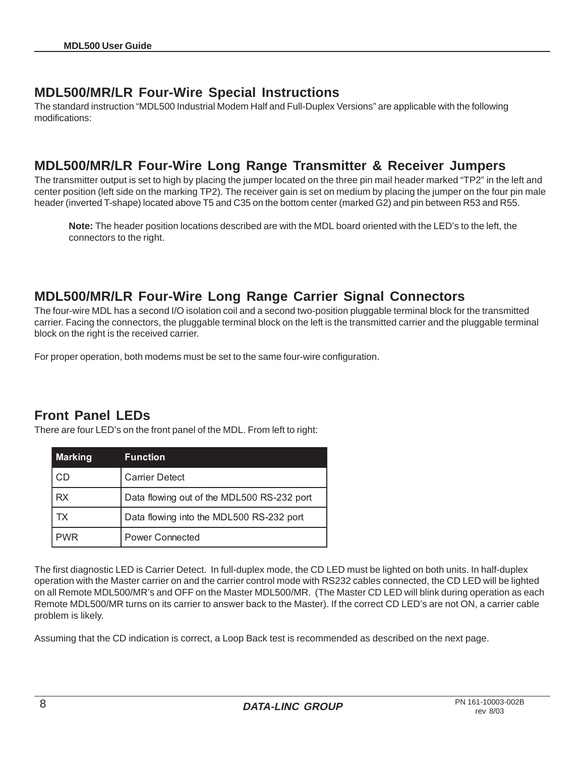## MDL500/MR/LR Four-Wire Special Instructions

The standard instruction “MDL500 Industrial Modem Half and Full-Duplex Versions” are applicable with the following modifications:

## MDL500/MR/LR Four-Wire Long Range Transmitter & Receiver Jumpers

The transmitter output is set to high by placing the jumper located on the three pin mail header marked “TP2” in the left and center position (left side on the marking TP2). The receiver gain is set on medium by placing the jumper on the four pin male header (inverted T-shape) located above T5 and C35 on the bottom center (marked G2) and pin between R53 and R55.

> **Note:** The header position locations described are with the MDL board oriented with the LED’s to the left, the connectors to the right.

## MDL500/MR/LR Four-Wire Long Range Carrier Signal Connectors

The four-wire MDL has a second I/O isolation coil and a second two-position pluggable terminal block for the transmitted carrier. Facing the connectors, the pluggable terminal block on the left is the transmitted carrier and the pluggable terminal block on the right is the received carrier.

For proper operation, both modems must be set to the same four-wire configuration.

## Front Panel LEDs

There are four LED’s on the front panel of the MDL. From left to right:

| Marking | Function |
|---|---|
| CD | Carrier Detect |
| RX | Data flowing out of the MDL500 RS-232 port |
| TX | Data flowing into the MDL500 RS-232 port |
| PWR | Power Connected |

The first diagnostic LED is Carrier Detect. In full-duplex mode, the CD LED must be lighted on both units. In half-duplex operation with the Master carrier on and the carrier control mode with RS232 cables connected, the CD LED will be lighted on all Remote MDL500/MR’s and OFF on the Master MDL500/MR. (The Master CD LED will blink during operation as each Remote MDL500/MR turns on its carrier to answer back to the Master). If the correct CD LED’s are not ON, a carrier cable problem is likely.

Assuming that the CD indication is correct, a Loop Back test is recommended as described on the next page.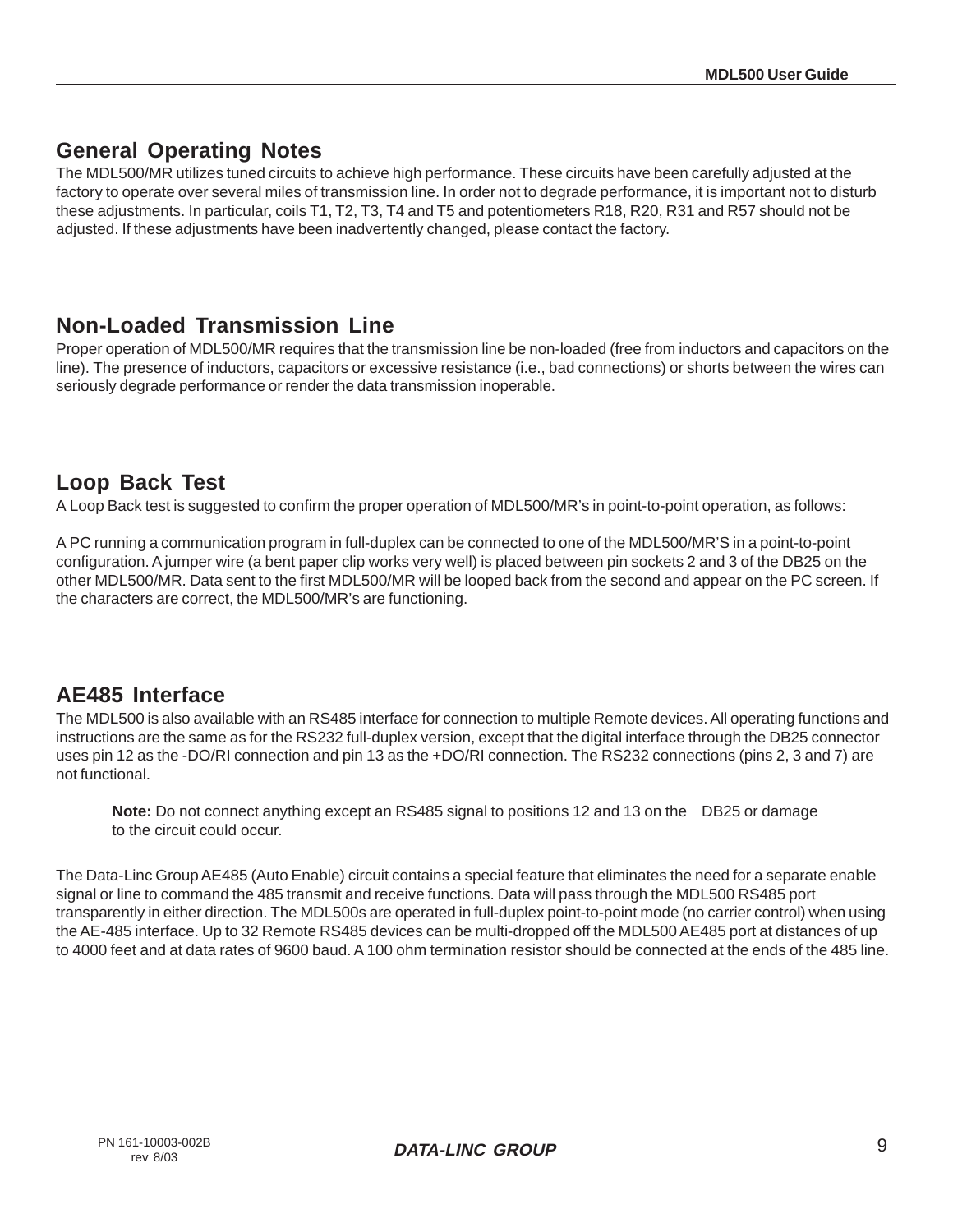## General Operating Notes

The MDL500/MR utilizes tuned circuits to achieve high performance. These circuits have been carefully adjusted at the factory to operate over several miles of transmission line. In order not to degrade performance, it is important not to disturb these adjustments. In particular, coils T1, T2, T3, T4 and T5 and potentiometers R18, R20, R31 and R57 should not be adjusted. If these adjustments have been inadvertently changed, please contact the factory.

## Non-Loaded Transmission Line

Proper operation of MDL500/MR requires that the transmission line be non-loaded (free from inductors and capacitors on the line). The presence of inductors, capacitors or excessive resistance (i.e., bad connections) or shorts between the wires can seriously degrade performance or render the data transmission inoperable.

## Loop Back Test

A Loop Back test is suggested to confirm the proper operation of MDL500/MR's in point-to-point operation, as follows:

A PC running a communication program in full-duplex can be connected to one of the MDL500/MR'S in a point-to-point configuration. A jumper wire (a bent paper clip works very well) is placed between pin sockets 2 and 3 of the DB25 on the other MDL500/MR. Data sent to the first MDL500/MR will be looped back from the second and appear on the PC screen. If the characters are correct, the MDL500/MR's are functioning.

## AE485 Interface

The MDL500 is also available with an RS485 interface for connection to multiple Remote devices. All operating functions and instructions are the same as for the RS232 full-duplex version, except that the digital interface through the DB25 connector uses pin 12 as the -DO/RI connection and pin 13 as the +DO/RI connection. The RS232 connections (pins 2, 3 and 7) are not functional.

> **Note:** Do not connect anything except an RS485 signal to positions 12 and 13 on the DB25 or damage to the circuit could occur.

The Data-Linc Group AE485 (Auto Enable) circuit contains a special feature that eliminates the need for a separate enable signal or line to command the 485 transmit and receive functions. Data will pass through the MDL500 RS485 port transparently in either direction. The MDL500s are operated in full-duplex point-to-point mode (no carrier control) when using the AE-485 interface. Up to 32 Remote RS485 devices can be multi-dropped off the MDL500 AE485 port at distances of up to 4000 feet and at data rates of 9600 baud. A 100 ohm termination resistor should be connected at the ends of the 485 line.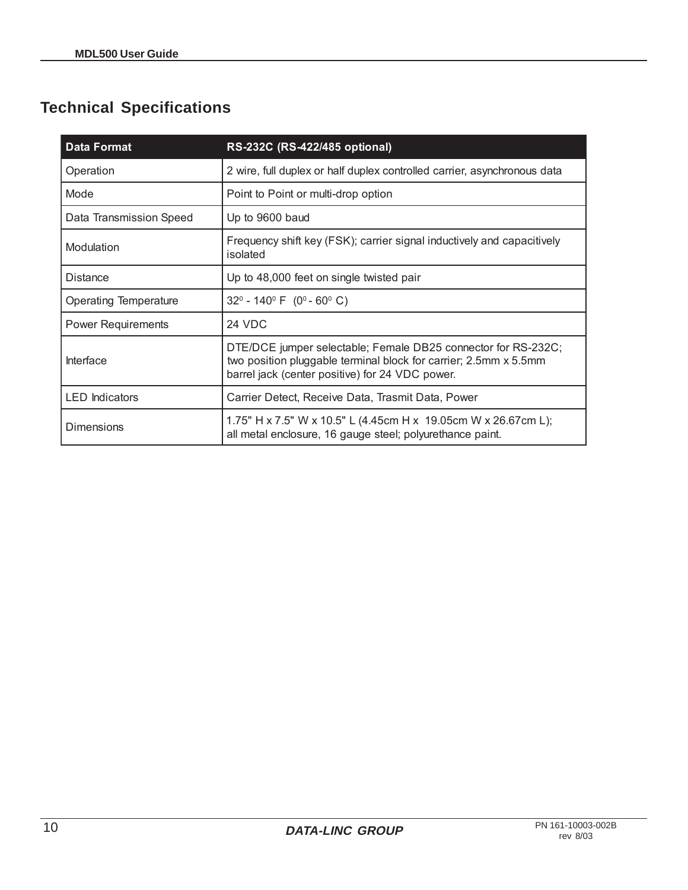## Technical Specifications

| Data Format | RS-232C (RS-422/485 optional) |
|---|---|
| Operation | 2 wire, full duplex or half duplex controlled carrier, asynchronous data |
| Mode | Point to Point or multi-drop option |
| Data Transmission Speed | Up to 9600 baud |
| Modulation | Frequency shift key (FSK); carrier signal inductively and capacitively isolated |
| Distance | Up to 48,000 feet on single twisted pair |
| Operating Temperature | $32^0$ - $140^0$ F ($0^0$ - $60^0$ C) |
| Power Requirements | 24 VDC |
| Interface | DTE/DCE jumper selectable; Female DB25 connector for RS-232C; two position pluggable terminal block for carrier; 2.5mm x 5.5mm barrel jack (center positive) for 24 VDC power. |
| LED Indicators | Carrier Detect, Receive Data, Trasmit Data, Power |
| Dimensions | 1.75" H x 7.5" W x 10.5" L (4.45cm H x 19.05cm W x 26.67cm L); all metal enclosure, 16 gauge steel; polyurethance paint. |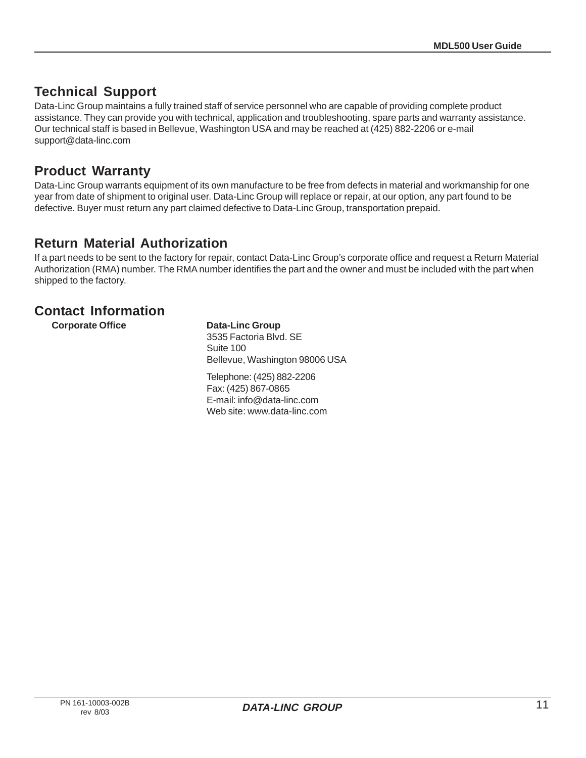## Technical Support

Data-Linc Group maintains a fully trained staff of service personnel who are capable of providing complete product assistance. They can provide you with technical, application and troubleshooting, spare parts and warranty assistance. Our technical staff is based in Bellevue, Washington USA and may be reached at (425) 882-2206 or e-mail support@data-linc.com

## Product Warranty

Data-Linc Group warrants equipment of its own manufacture to be free from defects in material and workmanship for one year from date of shipment to original user. Data-Linc Group will replace or repair, at our option, any part found to be defective. Buyer must return any part claimed defective to Data-Linc Group, transportation prepaid.

## Return Material Authorization

If a part needs to be sent to the factory for repair, contact Data-Linc Group's corporate office and request a Return Material Authorization (RMA) number. The RMA number identifies the part and the owner and must be included with the part when shipped to the factory.

## Contact Information

**Corporate Office**

**Data-Linc Group**
3535 Factoria Blvd. SE
Suite 100
Bellevue, Washington 98006 USA

Telephone: (425) 882-2206
Fax: (425) 867-0865
E-mail: info@data-linc.com
Web site: www.data-linc.com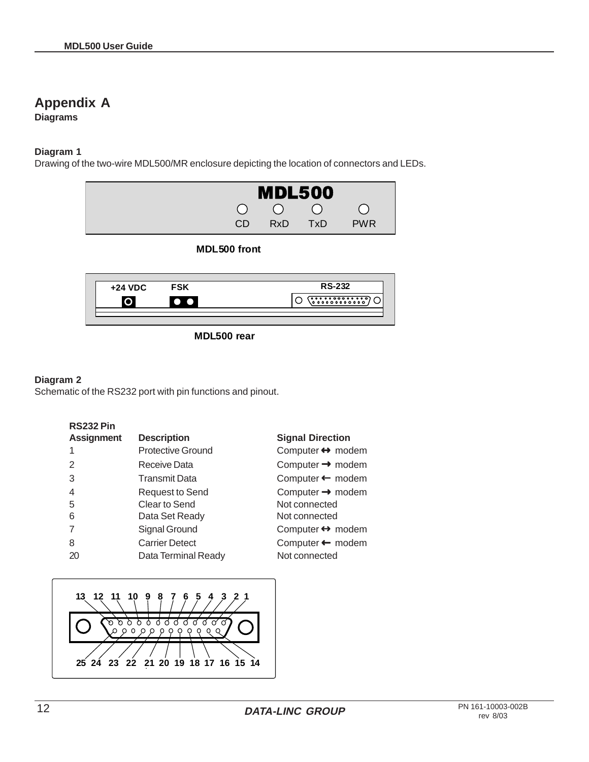# Appendix A

**Diagrams**

### Diagram 1

Drawing of the two-wire MDL500/MR enclosure depicting the location of connectors and LEDs.

**MDL500**

CD RxD TxD PWR

**MDL500 front**

**+24 VDC** **FSK** **RS-232**

**MDL500 rear**

### Diagram 2

Schematic of the RS232 port with pin functions and pinout.

| RS232 Pin Assignment | Description | Signal Direction |
|---|---|---|
| 1 | Protective Ground | Computer ↔ modem |
| 2 | Receive Data | Computer → modem |
| 3 | Transmit Data | Computer ← modem |
| 4 | Request to Send | Computer → modem |
| 5 | Clear to Send | Not connected |
| 6 | Data Set Ready | Not connected |
| 7 | Signal Ground | Computer ↔ modem |
| 8 | Carrier Detect | Computer ← modem |
| 20 | Data Terminal Ready | Not connected |

13 12 11 10 9 8 7 6 5 4 3 2 1

25 24 23 22 21 20 19 18 17 16 15 14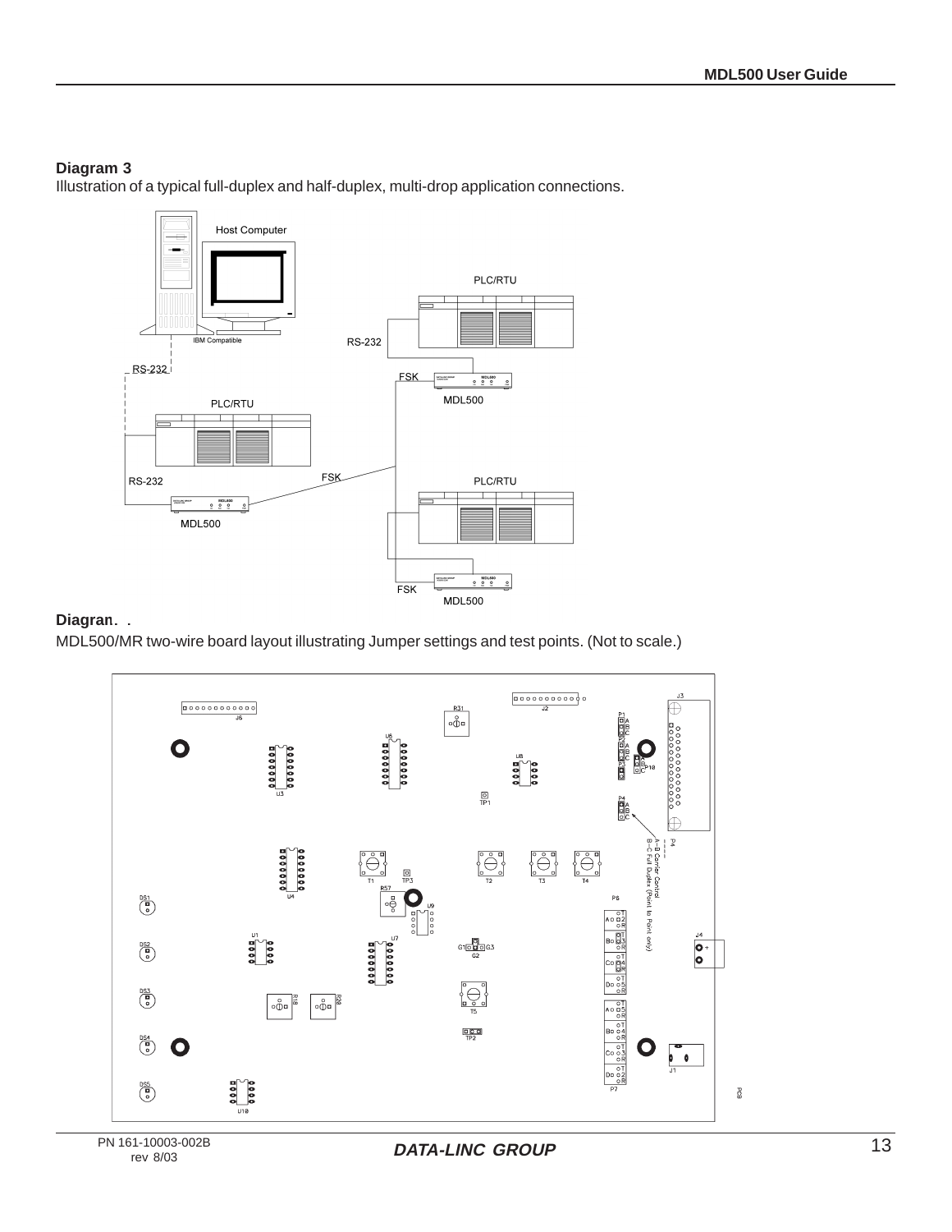**Diagram 3**

Illustration of a typical full-duplex and half-duplex, multi-drop application connections.

Host Computer

IBM Compatible

RS-232

PLC/RTU

RS-232

FSK

MDL500

PLC/RTU

RS-232

FSK

MDL500

PLC/RTU

FSK

MDL500

**Diagran. .**

MDL500/MR two-wire board layout illustrating Jumper settings and test points. (Not to scale.)

A—B Carrier Control

B—C Full Duplex (Point to Point only)